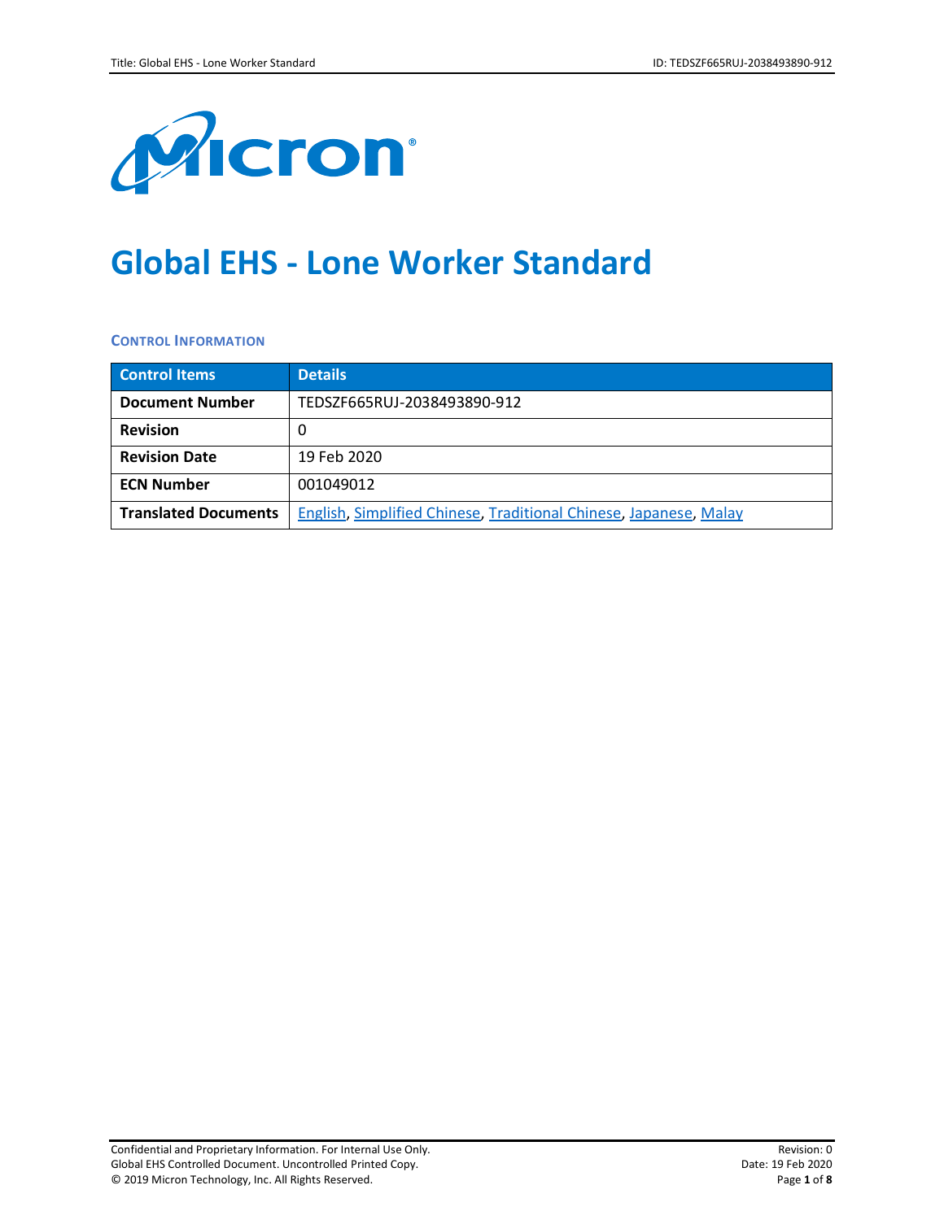# Global EHS - Lone Worker Standard

### Control Information

| Control Items | Details |
| --- | --- |
| **Document Number** | TEDSZF665RUJ-2038493890-912 |
| **Revision** | 0 |
| **Revision Date** | 19 Feb 2020 |
| **ECN Number** | 001049012 |
| **Translated Documents** | English, Simplified Chinese, Traditional Chinese, Japanese, Malay |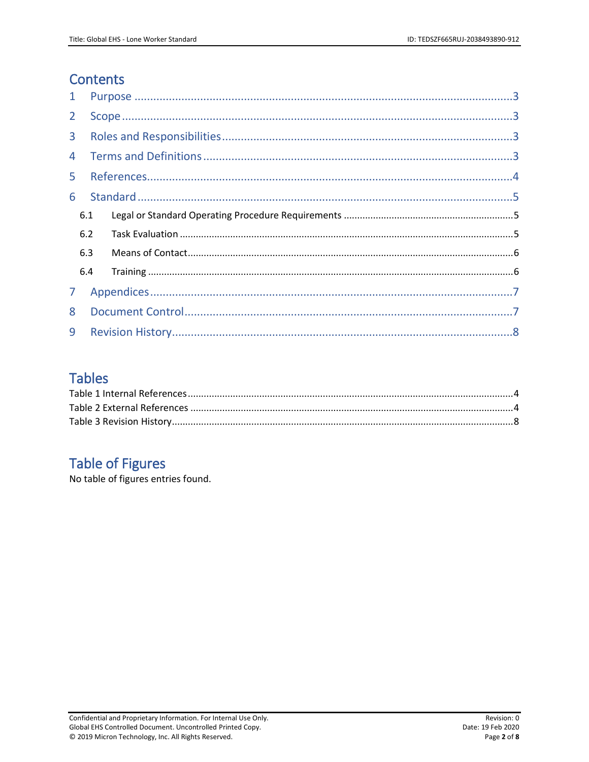# Contents

1 Purpose ........................................................................................................................3

2 Scope ...........................................................................................................................3

3 Roles and Responsibilities .........................................................................................3

4 Terms and Definitions ................................................................................................3

5 References...................................................................................................................4

6 Standard ......................................................................................................................5

6.1 Legal or Standard Operating Procedure Requirements ...............................................5

6.2 Task Evaluation ..........................................................................................................5

6.3 Means of Contact........................................................................................................6

6.4 Training .......................................................................................................................6

7 Appendices..................................................................................................................7

8 Document Control.......................................................................................................7

9 Revision History...........................................................................................................8

# Tables

Table 1 Internal References.............................................................................................4

Table 2 External References ...........................................................................................4

Table 3 Revision History...................................................................................................8

# Table of Figures

No table of figures entries found.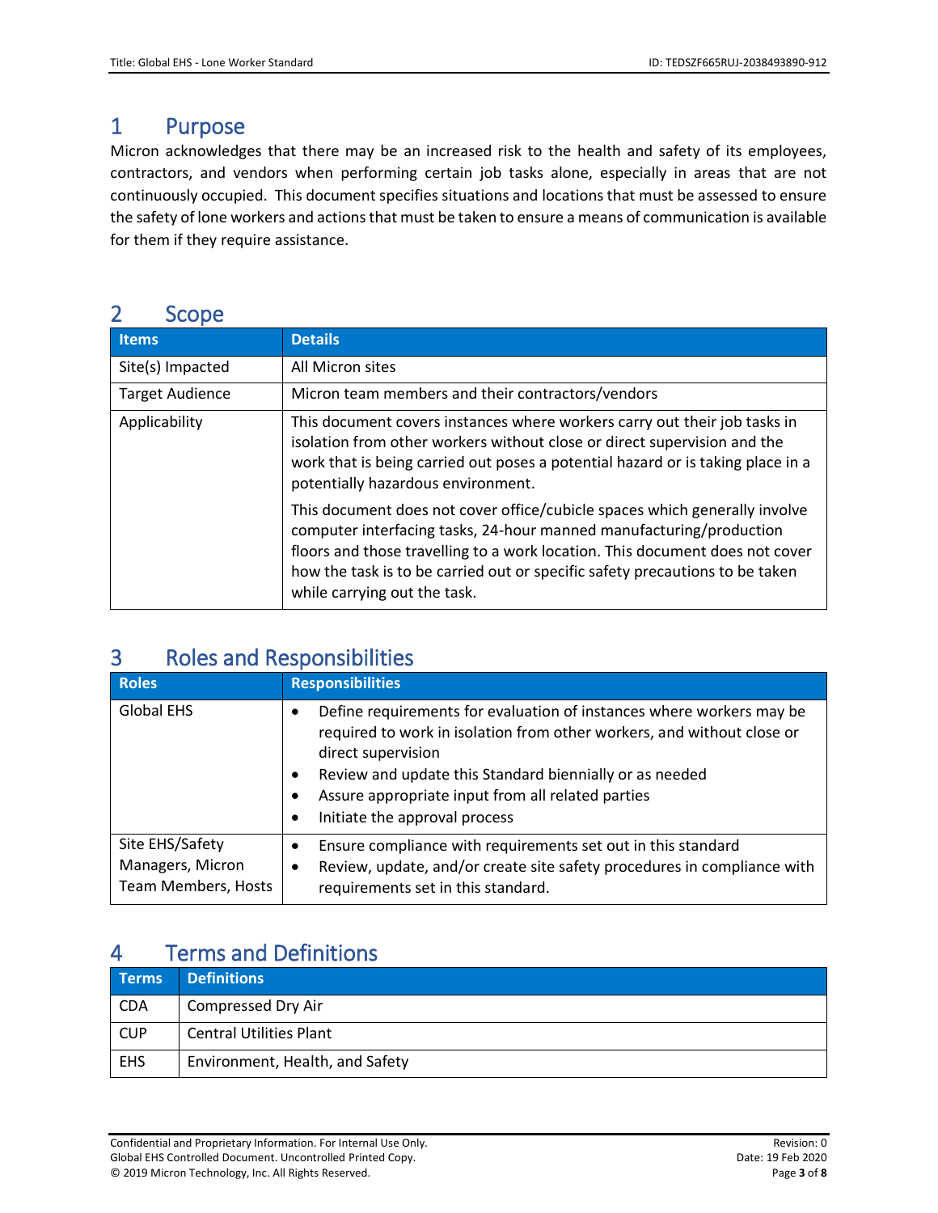# 1 Purpose

Micron acknowledges that there may be an increased risk to the health and safety of its employees, contractors, and vendors when performing certain job tasks alone, especially in areas that are not continuously occupied. This document specifies situations and locations that must be assessed to ensure the safety of lone workers and actions that must be taken to ensure a means of communication is available for them if they require assistance.

# 2 Scope

| Items | Details |
|---|---|
| Site(s) Impacted | All Micron sites |
| Target Audience | Micron team members and their contractors/vendors |
| Applicability | This document covers instances where workers carry out their job tasks in isolation from other workers without close or direct supervision and the work that is being carried out poses a potential hazard or is taking place in a potentially hazardous environment.<br><br>This document does not cover office/cubicle spaces which generally involve computer interfacing tasks, 24-hour manned manufacturing/production floors and those travelling to a work location. This document does not cover how the task is to be carried out or specific safety precautions to be taken while carrying out the task. |

# 3 Roles and Responsibilities

| Roles | Responsibilities |
|---|---|
| Global EHS | • Define requirements for evaluation of instances where workers may be required to work in isolation from other workers, and without close or direct supervision<br>• Review and update this Standard biennially or as needed<br>• Assure appropriate input from all related parties<br>• Initiate the approval process |
| Site EHS/Safety Managers, Micron Team Members, Hosts | • Ensure compliance with requirements set out in this standard<br>• Review, update, and/or create site safety procedures in compliance with requirements set in this standard. |

# 4 Terms and Definitions

| Terms | Definitions |
|---|---|
| CDA | Compressed Dry Air |
| CUP | Central Utilities Plant |
| EHS | Environment, Health, and Safety |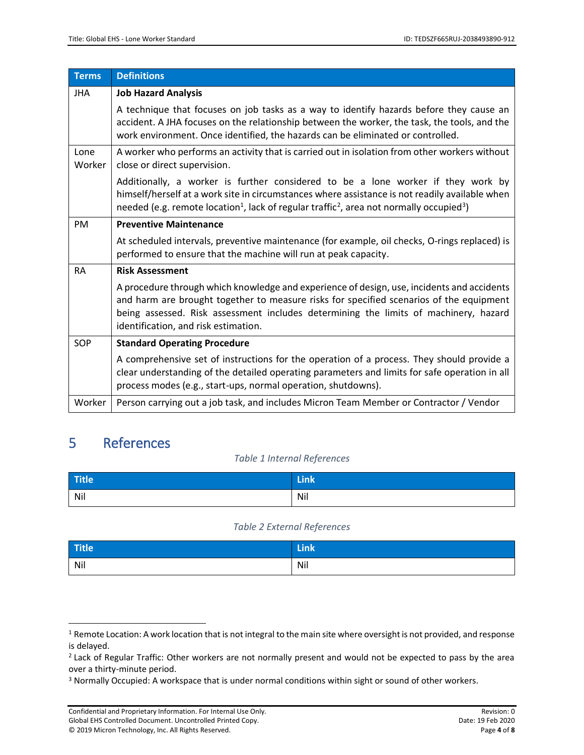| Terms | Definitions |
|---|---|
| JHA | **Job Hazard Analysis**<br><br>A technique that focuses on job tasks as a way to identify hazards before they cause an accident. A JHA focuses on the relationship between the worker, the task, the tools, and the work environment. Once identified, the hazards can be eliminated or controlled. |
| Lone Worker | A worker who performs an activity that is carried out in isolation from other workers without close or direct supervision.<br><br>Additionally, a worker is further considered to be a lone worker if they work by himself/herself at a work site in circumstances where assistance is not readily available when needed (e.g. remote location[1], lack of regular traffic[2], area not normally occupied[3]) |
| PM | **Preventive Maintenance**<br><br>At scheduled intervals, preventive maintenance (for example, oil checks, O-rings replaced) is performed to ensure that the machine will run at peak capacity. |
| RA | **Risk Assessment**<br><br>A procedure through which knowledge and experience of design, use, incidents and accidents and harm are brought together to measure risks for specified scenarios of the equipment being assessed. Risk assessment includes determining the limits of machinery, hazard identification, and risk estimation. |
| SOP | **Standard Operating Procedure**<br><br>A comprehensive set of instructions for the operation of a process. They should provide a clear understanding of the detailed operating parameters and limits for safe operation in all process modes (e.g., start-ups, normal operation, shutdowns). |
| Worker | Person carrying out a job task, and includes Micron Team Member or Contractor / Vendor |

# 5 References

*Table 1 Internal References*

| Title | Link |
|---|---|
| Nil | Nil |

*Table 2 External References*

| Title | Link |
|---|---|
| Nil | Nil |

[1] Remote Location: A work location that is not integral to the main site where oversight is not provided, and response is delayed.

[2] Lack of Regular Traffic: Other workers are not normally present and would not be expected to pass by the area over a thirty-minute period.

[3] Normally Occupied: A workspace that is under normal conditions within sight or sound of other workers.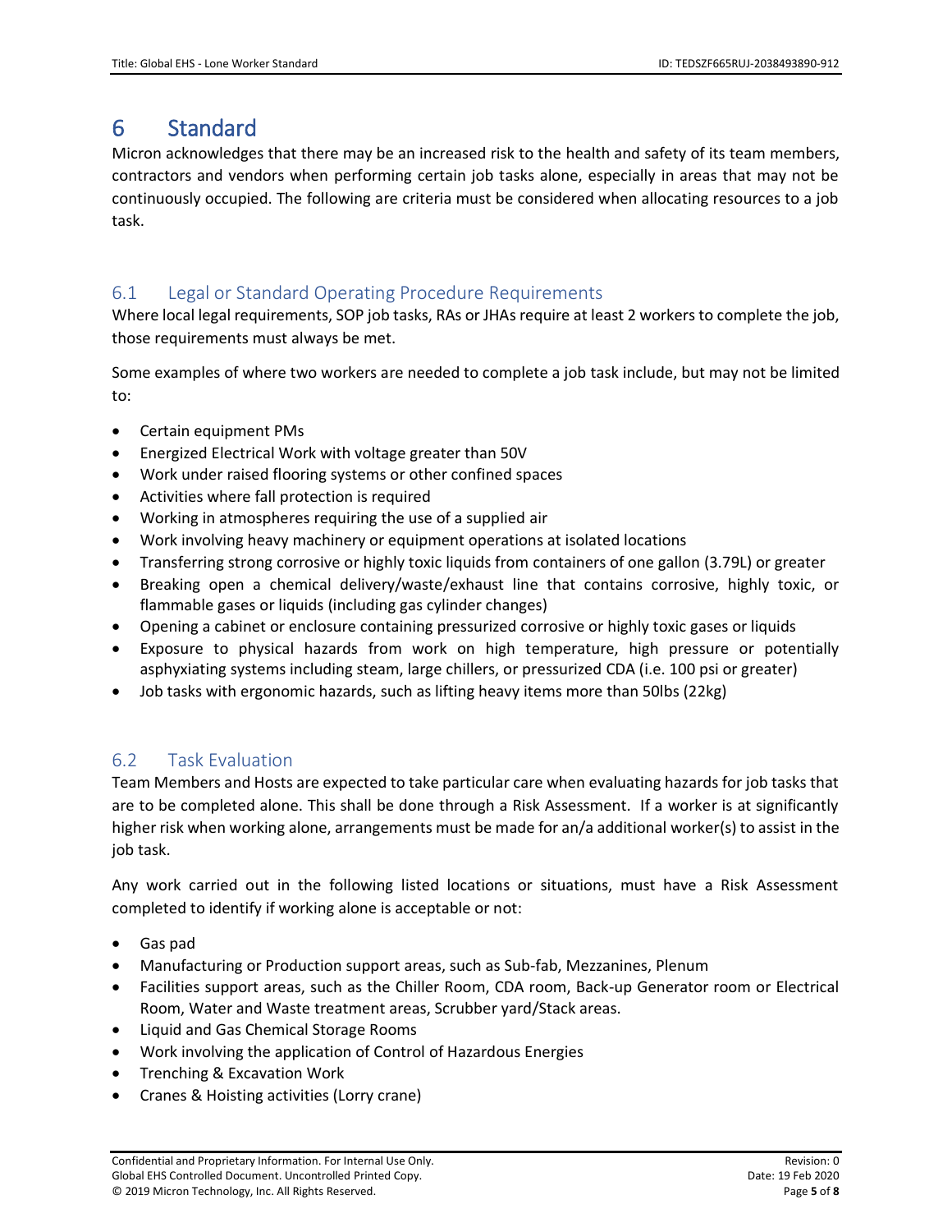# 6 Standard

Micron acknowledges that there may be an increased risk to the health and safety of its team members, contractors and vendors when performing certain job tasks alone, especially in areas that may not be continuously occupied. The following are criteria must be considered when allocating resources to a job task.

## 6.1 Legal or Standard Operating Procedure Requirements

Where local legal requirements, SOP job tasks, RAs or JHAs require at least 2 workers to complete the job, those requirements must always be met.

Some examples of where two workers are needed to complete a job task include, but may not be limited to:

- Certain equipment PMs
- Energized Electrical Work with voltage greater than 50V
- Work under raised flooring systems or other confined spaces
- Activities where fall protection is required
- Working in atmospheres requiring the use of a supplied air
- Work involving heavy machinery or equipment operations at isolated locations
- Transferring strong corrosive or highly toxic liquids from containers of one gallon (3.79L) or greater
- Breaking open a chemical delivery/waste/exhaust line that contains corrosive, highly toxic, or flammable gases or liquids (including gas cylinder changes)
- Opening a cabinet or enclosure containing pressurized corrosive or highly toxic gases or liquids
- Exposure to physical hazards from work on high temperature, high pressure or potentially asphyxiating systems including steam, large chillers, or pressurized CDA (i.e. 100 psi or greater)
- Job tasks with ergonomic hazards, such as lifting heavy items more than 50lbs (22kg)

## 6.2 Task Evaluation

Team Members and Hosts are expected to take particular care when evaluating hazards for job tasks that are to be completed alone. This shall be done through a Risk Assessment. If a worker is at significantly higher risk when working alone, arrangements must be made for an/a additional worker(s) to assist in the job task.

Any work carried out in the following listed locations or situations, must have a Risk Assessment completed to identify if working alone is acceptable or not:

- Gas pad
- Manufacturing or Production support areas, such as Sub-fab, Mezzanines, Plenum
- Facilities support areas, such as the Chiller Room, CDA room, Back-up Generator room or Electrical Room, Water and Waste treatment areas, Scrubber yard/Stack areas.
- Liquid and Gas Chemical Storage Rooms
- Work involving the application of Control of Hazardous Energies
- Trenching & Excavation Work
- Cranes & Hoisting activities (Lorry crane)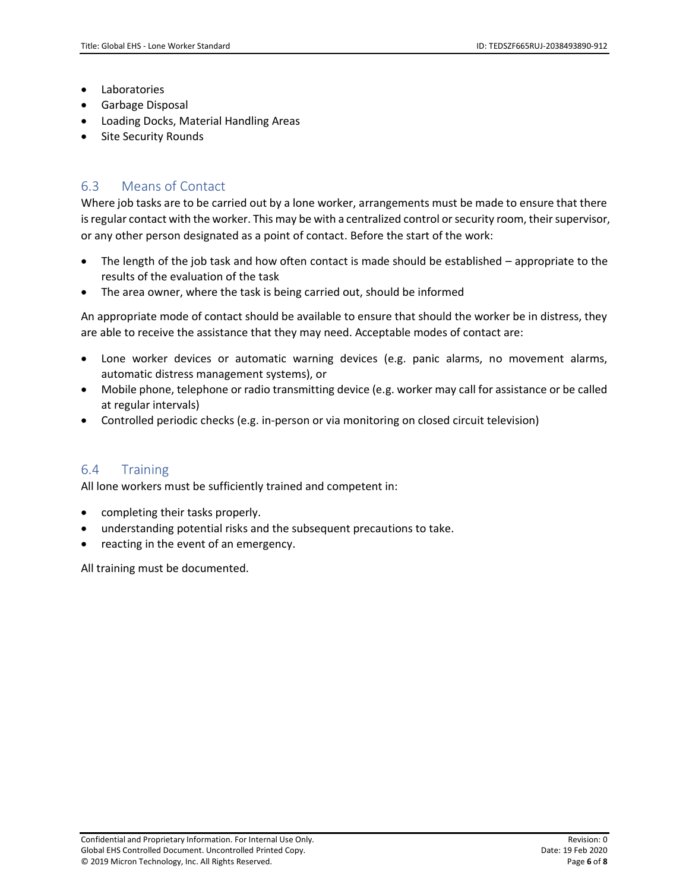- Laboratories
- Garbage Disposal
- Loading Docks, Material Handling Areas
- Site Security Rounds

## 6.3 Means of Contact

Where job tasks are to be carried out by a lone worker, arrangements must be made to ensure that there is regular contact with the worker. This may be with a centralized control or security room, their supervisor, or any other person designated as a point of contact. Before the start of the work:

- The length of the job task and how often contact is made should be established – appropriate to the results of the evaluation of the task
- The area owner, where the task is being carried out, should be informed

An appropriate mode of contact should be available to ensure that should the worker be in distress, they are able to receive the assistance that they may need. Acceptable modes of contact are:

- Lone worker devices or automatic warning devices (e.g. panic alarms, no movement alarms, automatic distress management systems), or
- Mobile phone, telephone or radio transmitting device (e.g. worker may call for assistance or be called at regular intervals)
- Controlled periodic checks (e.g. in-person or via monitoring on closed circuit television)

## 6.4 Training

All lone workers must be sufficiently trained and competent in:

- completing their tasks properly.
- understanding potential risks and the subsequent precautions to take.
- reacting in the event of an emergency.

All training must be documented.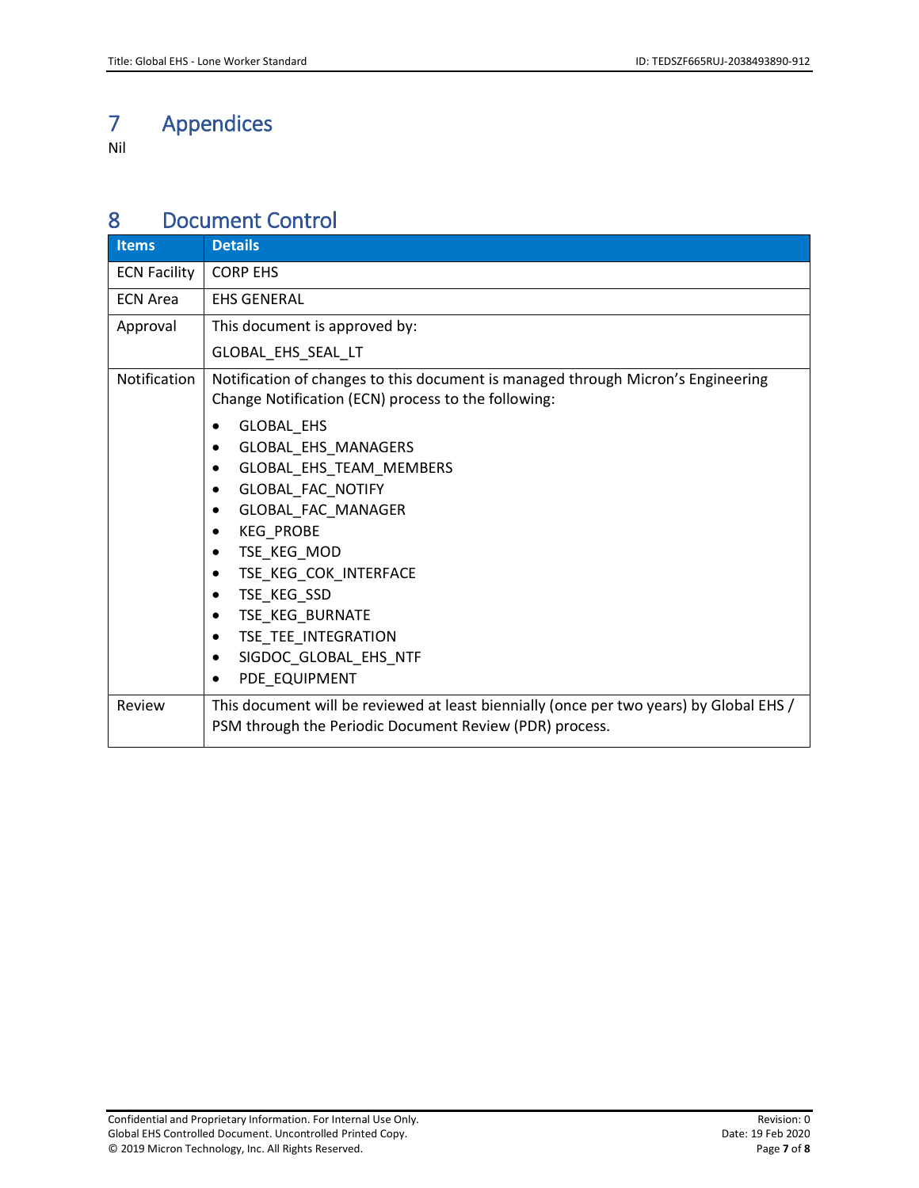# 7 Appendices

Nil

# 8 Document Control

| Items | Details |
| --- | --- |
| ECN Facility | CORP EHS |
| ECN Area | EHS GENERAL |
| Approval | This document is approved by:<br>GLOBAL_EHS_SEAL_LT |
| Notification | Notification of changes to this document is managed through Micron's Engineering Change Notification (ECN) process to the following:<br>• GLOBAL_EHS<br>• GLOBAL_EHS_MANAGERS<br>• GLOBAL_EHS_TEAM_MEMBERS<br>• GLOBAL_FAC_NOTIFY<br>• GLOBAL_FAC_MANAGER<br>• KEG_PROBE<br>• TSE_KEG_MOD<br>• TSE_KEG_COK_INTERFACE<br>• TSE_KEG_SSD<br>• TSE_KEG_BURNATE<br>• TSE_TEE_INTEGRATION<br>• SIGDOC_GLOBAL_EHS_NTF<br>• PDE_EQUIPMENT |
| Review | This document will be reviewed at least biennially (once per two years) by Global EHS / PSM through the Periodic Document Review (PDR) process. |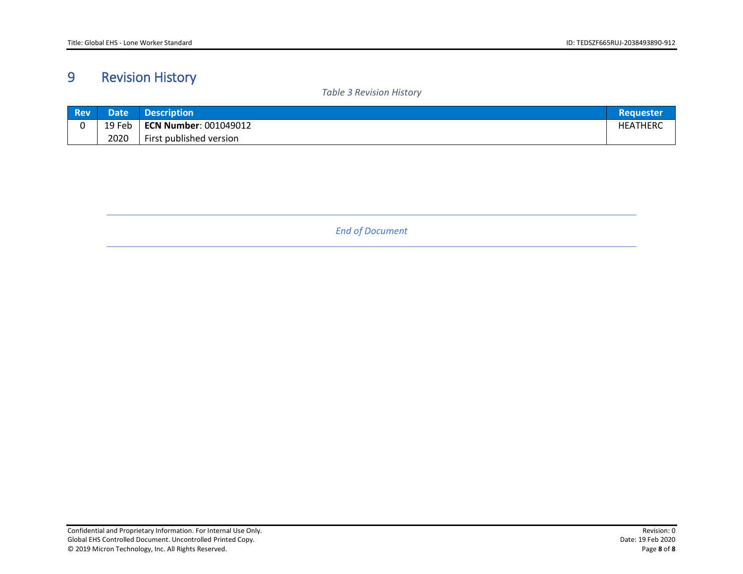# 9 Revision History

*Table 3 Revision History*

| Rev | Date | Description | Requester |
|---|---|---|---|
| 0 | 19 Feb 2020 | **ECN Number**: 001049012<br>First published version | HEATHERC |

*End of Document*